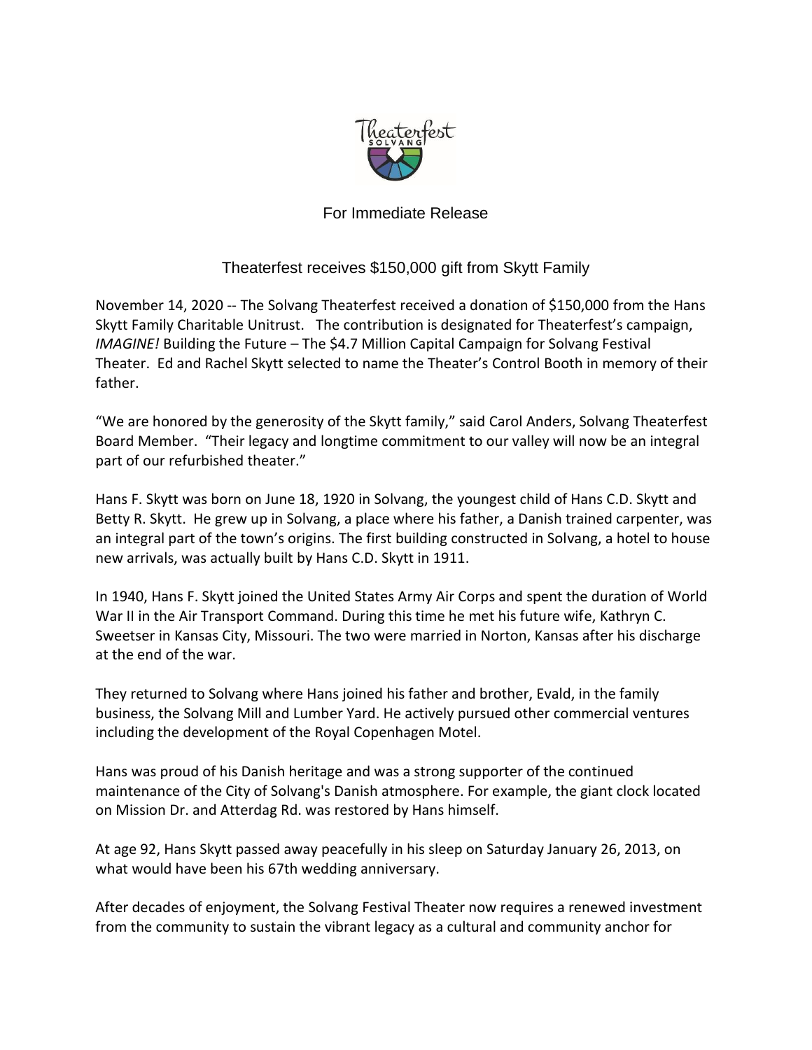For Immediate Release

# Theaterfest receives $150,000 gift from Skytt Family

November 14, 2020 -- The Solvang Theaterfest received a donation of $150,000 from the Hans Skytt Family Charitable Unitrust. The contribution is designated for Theaterfest's campaign, *IMAGINE!* Building the Future – The $4.7 Million Capital Campaign for Solvang Festival Theater. Ed and Rachel Skytt selected to name the Theater's Control Booth in memory of their father.

"We are honored by the generosity of the Skytt family," said Carol Anders, Solvang Theaterfest Board Member. "Their legacy and longtime commitment to our valley will now be an integral part of our refurbished theater."

Hans F. Skytt was born on June 18, 1920 in Solvang, the youngest child of Hans C.D. Skytt and Betty R. Skytt. He grew up in Solvang, a place where his father, a Danish trained carpenter, was an integral part of the town's origins. The first building constructed in Solvang, a hotel to house new arrivals, was actually built by Hans C.D. Skytt in 1911.

In 1940, Hans F. Skytt joined the United States Army Air Corps and spent the duration of World War II in the Air Transport Command. During this time he met his future wife, Kathryn C. Sweetser in Kansas City, Missouri. The two were married in Norton, Kansas after his discharge at the end of the war.

They returned to Solvang where Hans joined his father and brother, Evald, in the family business, the Solvang Mill and Lumber Yard. He actively pursued other commercial ventures including the development of the Royal Copenhagen Motel.

Hans was proud of his Danish heritage and was a strong supporter of the continued maintenance of the City of Solvang's Danish atmosphere. For example, the giant clock located on Mission Dr. and Atterdag Rd. was restored by Hans himself.

At age 92, Hans Skytt passed away peacefully in his sleep on Saturday January 26, 2013, on what would have been his 67th wedding anniversary.

After decades of enjoyment, the Solvang Festival Theater now requires a renewed investment from the community to sustain the vibrant legacy as a cultural and community anchor for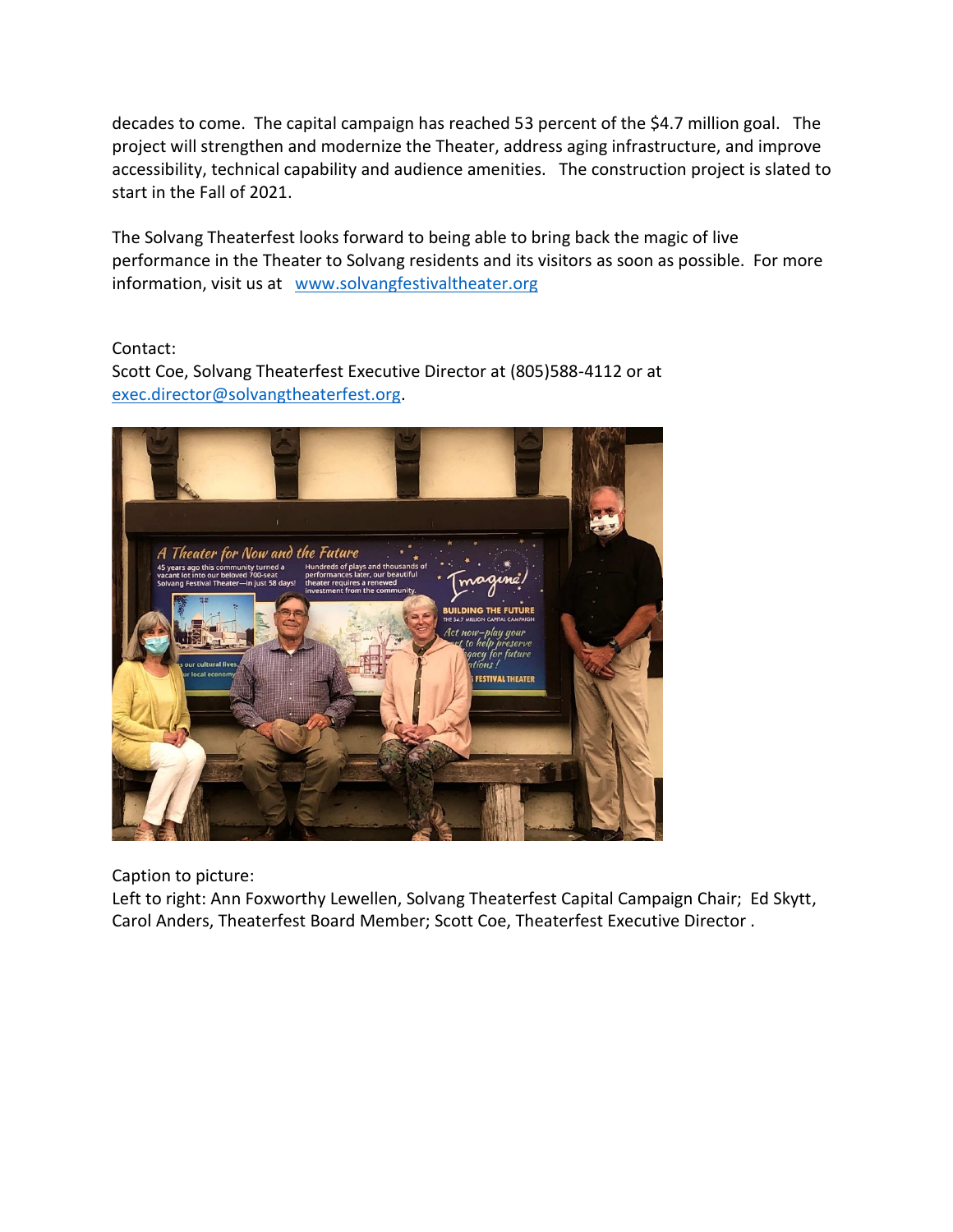decades to come. The capital campaign has reached 53 percent of the $4.7 million goal. The project will strengthen and modernize the Theater, address aging infrastructure, and improve accessibility, technical capability and audience amenities. The construction project is slated to start in the Fall of 2021.

The Solvang Theaterfest looks forward to being able to bring back the magic of live performance in the Theater to Solvang residents and its visitors as soon as possible. For more information, visit us at [www.solvangfestivaltheater.org](http://www.solvangfestivaltheater.org)

Contact:
Scott Coe, Solvang Theaterfest Executive Director at (805)588-4112 or at [exec.director@solvangtheaterfest.org](mailto:exec.director@solvangtheaterfest.org).

Caption to picture:
Left to right: Ann Foxworthy Lewellen, Solvang Theaterfest Capital Campaign Chair; Ed Skytt, Carol Anders, Theaterfest Board Member; Scott Coe, Theaterfest Executive Director .